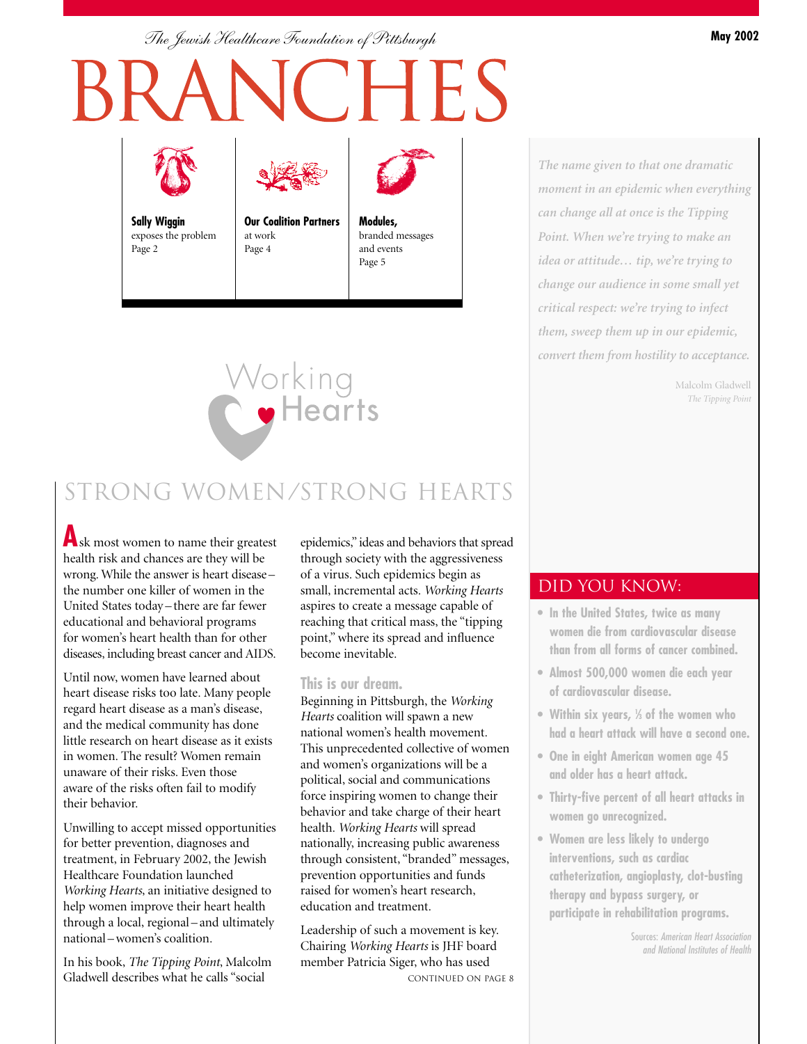*The Jewish Healthcare Foundation of Pittsburgh*

May 2002

# BRANCHES

**Sally Wiggin** exposes the problem Page 2

**Our Coalition Partners** at work Page 4

**Modules,** branded messages and events Page 5

*The name given to that one dramatic moment in an epidemic when everything can change all at once is the Tipping Point. When we're trying to make an idea or attitude… tip, we're trying to change our audience in some small yet critical respect: we're trying to infect them, sweep them up in our epidemic, convert them from hostility to acceptance.*

Malcolm Gladwell
*The Tipping Point*

Working Hearts

## STRONG WOMEN/STRONG HEARTS

Ask most women to name their greatest health risk and chances are they will be wrong. While the answer is heart disease – the number one killer of women in the United States today – there are far fewer educational and behavioral programs for women's heart health than for other diseases, including breast cancer and AIDS.

Until now, women have learned about heart disease risks too late. Many people regard heart disease as a man's disease, and the medical community has done little research on heart disease as it exists in women. The result? Women remain unaware of their risks. Even those aware of the risks often fail to modify their behavior.

Unwilling to accept missed opportunities for better prevention, diagnoses and treatment, in February 2002, the Jewish Healthcare Foundation launched *Working Hearts*, an initiative designed to help women improve their heart health through a local, regional – and ultimately national – women's coalition.

In his book, *The Tipping Point*, Malcolm Gladwell describes what he calls "social epidemics," ideas and behaviors that spread through society with the aggressiveness of a virus. Such epidemics begin as small, incremental acts. *Working Hearts* aspires to create a message capable of reaching that critical mass, the "tipping point," where its spread and influence become inevitable.

### This is our dream.

Beginning in Pittsburgh, the *Working Hearts* coalition will spawn a new national women's health movement. This unprecedented collective of women and women's organizations will be a political, social and communications force inspiring women to change their behavior and take charge of their heart health. *Working Hearts* will spread nationally, increasing public awareness through consistent, "branded" messages, prevention opportunities and funds raised for women's heart research, education and treatment.

Leadership of such a movement is key. Chairing *Working Hearts* is JHF board member Patricia Siger, who has used

CONTINUED ON PAGE 8

## DID YOU KNOW:

- **In the United States, twice as many women die from cardiovascular disease than from all forms of cancer combined.**
- **Almost 500,000 women die each year of cardiovascular disease.**
- **Within six years, ⅓ of the women who had a heart attack will have a second one.**
- **One in eight American women age 45 and older has a heart attack.**
- **Thirty-five percent of all heart attacks in women go unrecognized.**
- **Women are less likely to undergo interventions, such as cardiac catheterization, angioplasty, clot-busting therapy and bypass surgery, or participate in rehabilitation programs.**

Sources: *American Heart Association and National Institutes of Health*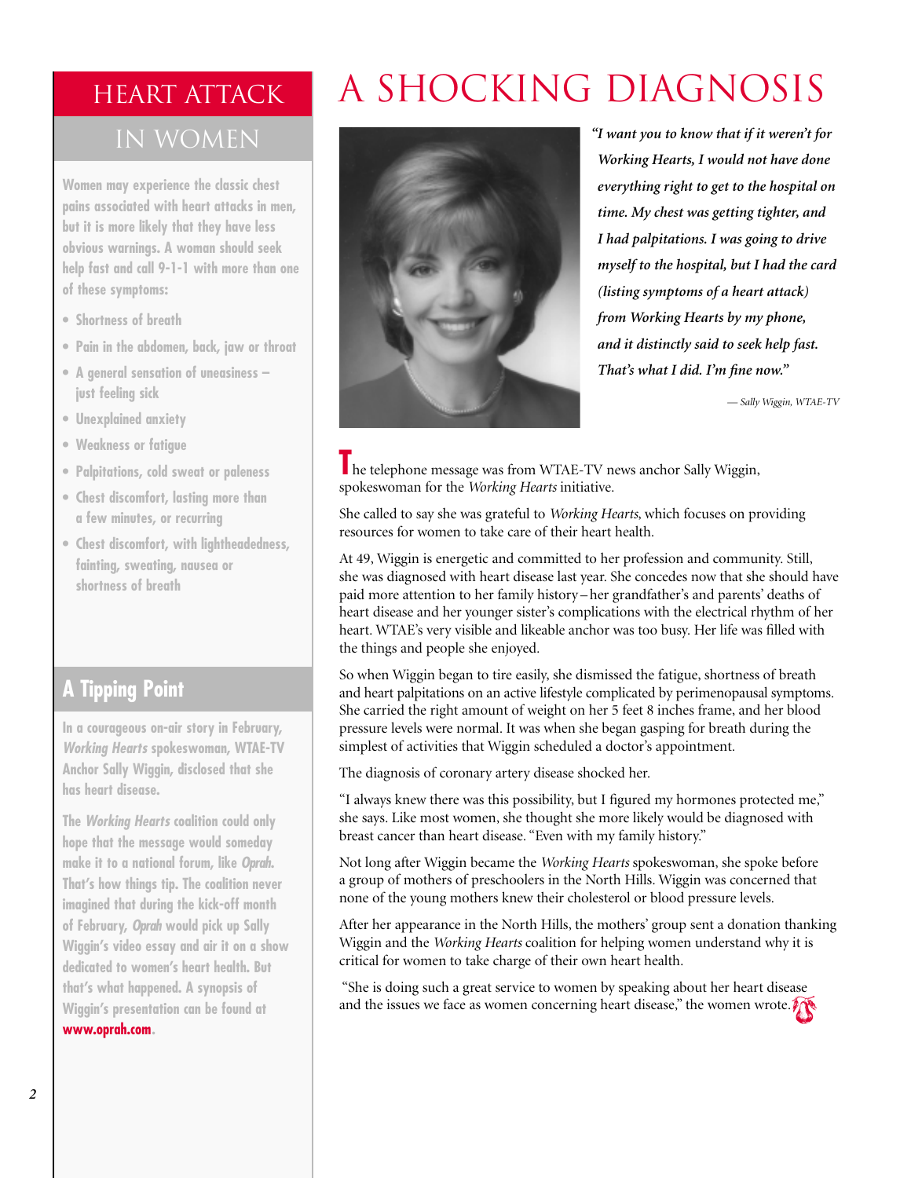# HEART ATTACK

## IN WOMEN

Women may experience the classic chest pains associated with heart attacks in men, but it is more likely that they have less obvious warnings. A woman should seek help fast and call 9-1-1 with more than one of these symptoms:

- Shortness of breath
- Pain in the abdomen, back, jaw or throat
- A general sensation of uneasiness – just feeling sick
- Unexplained anxiety
- Weakness or fatigue
- Palpitations, cold sweat or paleness
- Chest discomfort, lasting more than a few minutes, or recurring
- Chest discomfort, with lightheadedness, fainting, sweating, nausea or shortness of breath

## A Tipping Point

In a courageous on-air story in February, *Working Hearts* spokeswoman, WTAE-TV Anchor Sally Wiggin, disclosed that she has heart disease.

The *Working Hearts* coalition could only hope that the message would someday make it to a national forum, like *Oprah*. That's how things tip. The coalition never imagined that during the kick-off month of February, *Oprah* would pick up Sally Wiggin's video essay and air it on a show dedicated to women's heart health. But that's what happened. A synopsis of Wiggin's presentation can be found at **www.oprah.com**.

# A SHOCKING DIAGNOSIS

*"I want you to know that if it weren't for Working Hearts, I would not have done everything right to get to the hospital on time. My chest was getting tighter, and I had palpitations. I was going to drive myself to the hospital, but I had the card (listing symptoms of a heart attack) from Working Hearts by my phone, and it distinctly said to seek help fast. That's what I did. I'm fine now."*

*— Sally Wiggin, WTAE-TV*

The telephone message was from WTAE-TV news anchor Sally Wiggin, spokeswoman for the *Working Hearts* initiative.

She called to say she was grateful to *Working Hearts*, which focuses on providing resources for women to take care of their heart health.

At 49, Wiggin is energetic and committed to her profession and community. Still, she was diagnosed with heart disease last year. She concedes now that she should have paid more attention to her family history – her grandfather's and parents' deaths of heart disease and her younger sister's complications with the electrical rhythm of her heart. WTAE's very visible and likeable anchor was too busy. Her life was filled with the things and people she enjoyed.

So when Wiggin began to tire easily, she dismissed the fatigue, shortness of breath and heart palpitations on an active lifestyle complicated by perimenopausal symptoms. She carried the right amount of weight on her 5 feet 8 inches frame, and her blood pressure levels were normal. It was when she began gasping for breath during the simplest of activities that Wiggin scheduled a doctor's appointment.

The diagnosis of coronary artery disease shocked her.

"I always knew there was this possibility, but I figured my hormones protected me," she says. Like most women, she thought she more likely would be diagnosed with breast cancer than heart disease. "Even with my family history."

Not long after Wiggin became the *Working Hearts* spokeswoman, she spoke before a group of mothers of preschoolers in the North Hills. Wiggin was concerned that none of the young mothers knew their cholesterol or blood pressure levels.

After her appearance in the North Hills, the mothers' group sent a donation thanking Wiggin and the *Working Hearts* coalition for helping women understand why it is critical for women to take charge of their own heart health.

"She is doing such a great service to women by speaking about her heart disease and the issues we face as women concerning heart disease," the women wrote.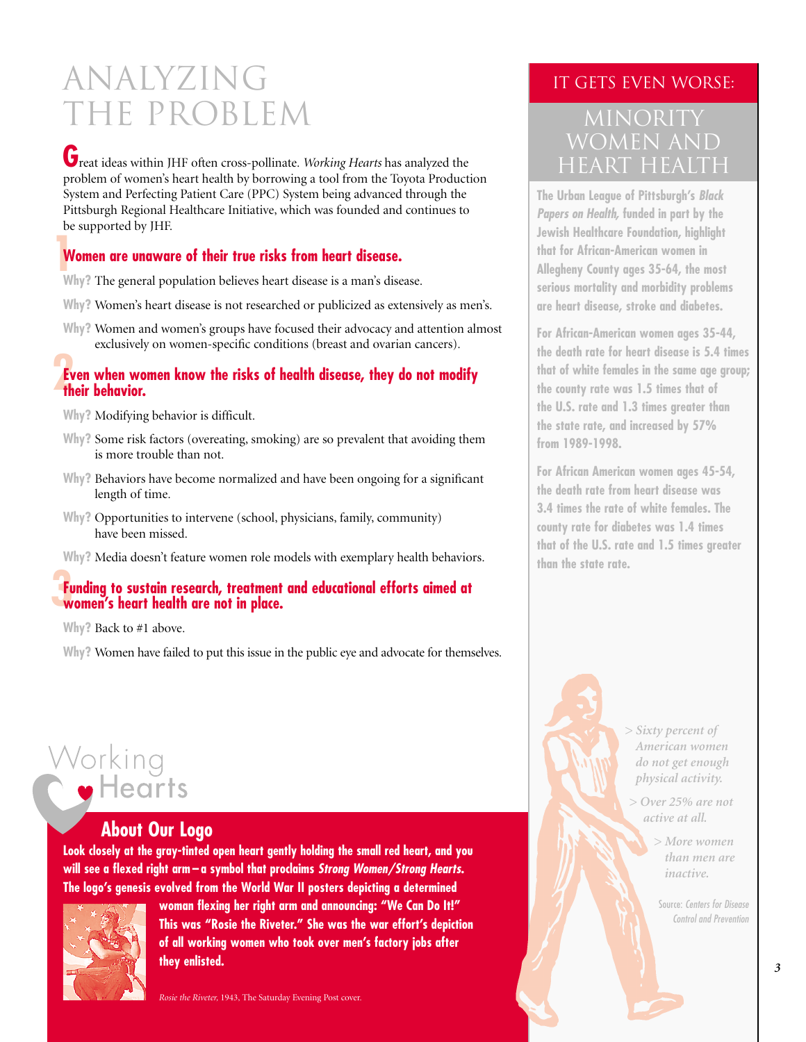# ANALYZING THE PROBLEM

Great ideas within JHF often cross-pollinate. *Working Hearts* has analyzed the problem of women's heart health by borrowing a tool from the Toyota Production System and Perfecting Patient Care (PPC) System being advanced through the Pittsburgh Regional Healthcare Initiative, which was founded and continues to be supported by JHF.

## 1 Women are unaware of their true risks from heart disease.

**Why?** The general population believes heart disease is a man's disease.

**Why?** Women's heart disease is not researched or publicized as extensively as men's.

**Why?** Women and women's groups have focused their advocacy and attention almost exclusively on women-specific conditions (breast and ovarian cancers).

## 2 Even when women know the risks of health disease, they do not modify their behavior.

**Why?** Modifying behavior is difficult.

**Why?** Some risk factors (overeating, smoking) are so prevalent that avoiding them is more trouble than not.

**Why?** Behaviors have become normalized and have been ongoing for a significant length of time.

**Why?** Opportunities to intervene (school, physicians, family, community) have been missed.

**Why?** Media doesn't feature women role models with exemplary health behaviors.

## 3 Funding to sustain research, treatment and educational efforts aimed at women's heart health are not in place.

**Why?** Back to #1 above.

**Why?** Women have failed to put this issue in the public eye and advocate for themselves.

## IT GETS EVEN WORSE:

### MINORITY WOMEN AND HEART HEALTH

**The Urban League of Pittsburgh's *Black Papers on Health,* funded in part by the Jewish Healthcare Foundation, highlight that for African-American women in Allegheny County ages 35-64, the most serious mortality and morbidity problems are heart disease, stroke and diabetes.**

**For African-American women ages 35-44, the death rate for heart disease is 5.4 times that of white females in the same age group; the county rate was 1.5 times that of the U.S. rate and 1.3 times greater than the state rate, and increased by 57% from 1989-1998.**

**For African American women ages 45-54, the death rate from heart disease was 3.4 times the rate of white females. The county rate for diabetes was 1.4 times that of the U.S. rate and 1.5 times greater than the state rate.**

> *Sixty percent of American women do not get enough physical activity.*

> *Over 25% are not active at all.*

> *More women than men are inactive.*

Source: *Centers for Disease Control and Prevention*

Working Hearts

## About Our Logo

**Look closely at the gray-tinted open heart gently holding the small red heart, and you will see a flexed right arm – a symbol that proclaims *Strong Women/Strong Hearts.* The logo's genesis evolved from the World War II posters depicting a determined woman flexing her right arm and announcing: "We Can Do It!" This was "Rosie the Riveter." She was the war effort's depiction of all working women who took over men's factory jobs after they enlisted.**

*Rosie the Riveter,* 1943, The Saturday Evening Post cover.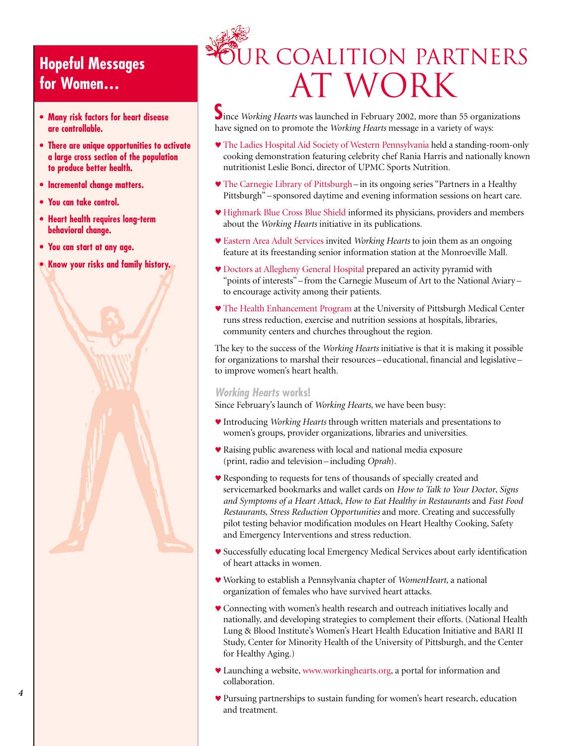## Hopeful Messages for Women...

- **Many risk factors for heart disease are controllable.**
- **There are unique opportunities to activate a large cross section of the population to produce better health.**
- **Incremental change matters.**
- **You can take control.**
- **Heart health requires long-term behavioral change.**
- **You can start at any age.**
- **Know your risks and family history.**

# Our Coalition Partners at Work

Since *Working Hearts* was launched in February 2002, more than 55 organizations have signed on to promote the *Working Hearts* message in a variety of ways:

- The Ladies Hospital Aid Society of Western Pennsylvania held a standing-room-only cooking demonstration featuring celebrity chef Rania Harris and nationally known nutritionist Leslie Bonci, director of UPMC Sports Nutrition.
- The Carnegie Library of Pittsburgh – in its ongoing series "Partners in a Healthy Pittsburgh" – sponsored daytime and evening information sessions on heart care.
- Highmark Blue Cross Blue Shield informed its physicians, providers and members about the *Working Hearts* initiative in its publications.
- Eastern Area Adult Services invited *Working Hearts* to join them as an ongoing feature at its freestanding senior information station at the Monroeville Mall.
- Doctors at Allegheny General Hospital prepared an activity pyramid with "points of interests" – from the Carnegie Museum of Art to the National Aviary – to encourage activity among their patients.
- The Health Enhancement Program at the University of Pittsburgh Medical Center runs stress reduction, exercise and nutrition sessions at hospitals, libraries, community centers and churches throughout the region.

The key to the success of the *Working Hearts* initiative is that it is making it possible for organizations to marshal their resources – educational, financial and legislative – to improve women's heart health.

### *Working Hearts* works!

Since February's launch of *Working Hearts*, we have been busy:

- Introducing *Working Hearts* through written materials and presentations to women's groups, provider organizations, libraries and universities.
- Raising public awareness with local and national media exposure (print, radio and television – including *Oprah*).
- Responding to requests for tens of thousands of specially created and servicemarked bookmarks and wallet cards on *How to Talk to Your Doctor*, *Signs and Symptoms of a Heart Attack*, *How to Eat Healthy in Restaurants* and *Fast Food Restaurants*, *Stress Reduction Opportunities* and more. Creating and successfully pilot testing behavior modification modules on Heart Healthy Cooking, Safety and Emergency Interventions and stress reduction.
- Successfully educating local Emergency Medical Services about early identification of heart attacks in women.
- Working to establish a Pennsylvania chapter of *WomenHeart*, a national organization of females who have survived heart attacks.
- Connecting with women's health research and outreach initiatives locally and nationally, and developing strategies to complement their efforts. (National Health Lung & Blood Institute's Women's Heart Health Education Initiative and BARI II Study, Center for Minority Health of the University of Pittsburgh, and the Center for Healthy Aging.)
- Launching a website, www.workinghearts.org, a portal for information and collaboration.
- Pursuing partnerships to sustain funding for women's heart research, education and treatment.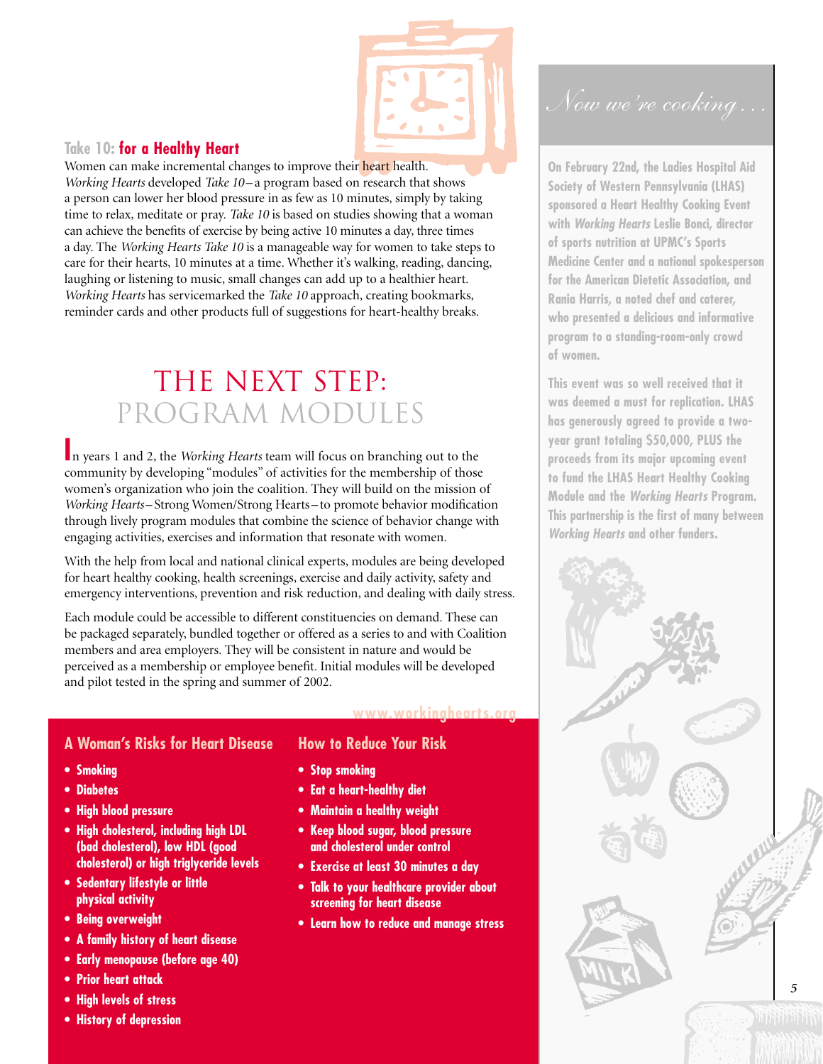## Take 10: for a Healthy Heart

Women can make incremental changes to improve their heart health. *Working Hearts* developed *Take 10* – a program based on research that shows a person can lower her blood pressure in as few as 10 minutes, simply by taking time to relax, meditate or pray. *Take 10* is based on studies showing that a woman can achieve the benefits of exercise by being active 10 minutes a day, three times a day. The *Working Hearts Take 10* is a manageable way for women to take steps to care for their hearts, 10 minutes at a time. Whether it's walking, reading, dancing, laughing or listening to music, small changes can add up to a healthier heart. *Working Hearts* has servicemarked the *Take 10* approach, creating bookmarks, reminder cards and other products full of suggestions for heart-healthy breaks.

# THE NEXT STEP: PROGRAM MODULES

In years 1 and 2, the *Working Hearts* team will focus on branching out to the community by developing "modules" of activities for the membership of those women's organization who join the coalition. They will build on the mission of *Working Hearts* – Strong Women/Strong Hearts – to promote behavior modification through lively program modules that combine the science of behavior change with engaging activities, exercises and information that resonate with women.

With the help from local and national clinical experts, modules are being developed for heart healthy cooking, health screenings, exercise and daily activity, safety and emergency interventions, prevention and risk reduction, and dealing with daily stress.

Each module could be accessible to different constituencies on demand. These can be packaged separately, bundled together or offered as a series to and with Coalition members and area employers. They will be consistent in nature and would be perceived as a membership or employee benefit. Initial modules will be developed and pilot tested in the spring and summer of 2002.

www.workinghearts.org

### A Woman's Risks for Heart Disease

- Smoking
- Diabetes
- High blood pressure
- High cholesterol, including high LDL (bad cholesterol), low HDL (good cholesterol) or high triglyceride levels
- Sedentary lifestyle or little physical activity
- Being overweight
- A family history of heart disease
- Early menopause (before age 40)
- Prior heart attack
- High levels of stress
- History of depression

### How to Reduce Your Risk

- Stop smoking
- Eat a heart-healthy diet
- Maintain a healthy weight
- Keep blood sugar, blood pressure and cholesterol under control
- Exercise at least 30 minutes a day
- Talk to your healthcare provider about screening for heart disease
- Learn how to reduce and manage stress

## *Now we're cooking…*

On February 22nd, the Ladies Hospital Aid Society of Western Pennsylvania (LHAS) sponsored a Heart Healthy Cooking Event with *Working Hearts* Leslie Bonci, director of sports nutrition at UPMC's Sports Medicine Center and a national spokesperson for the American Dietetic Association, and Rania Harris, a noted chef and caterer, who presented a delicious and informative program to a standing-room-only crowd of women.

This event was so well received that it was deemed a must for replication. LHAS has generously agreed to provide a two-year grant totaling $50,000, PLUS the proceeds from its major upcoming event to fund the LHAS Heart Healthy Cooking Module and the *Working Hearts* Program. This partnership is the first of many between *Working Hearts* and other funders.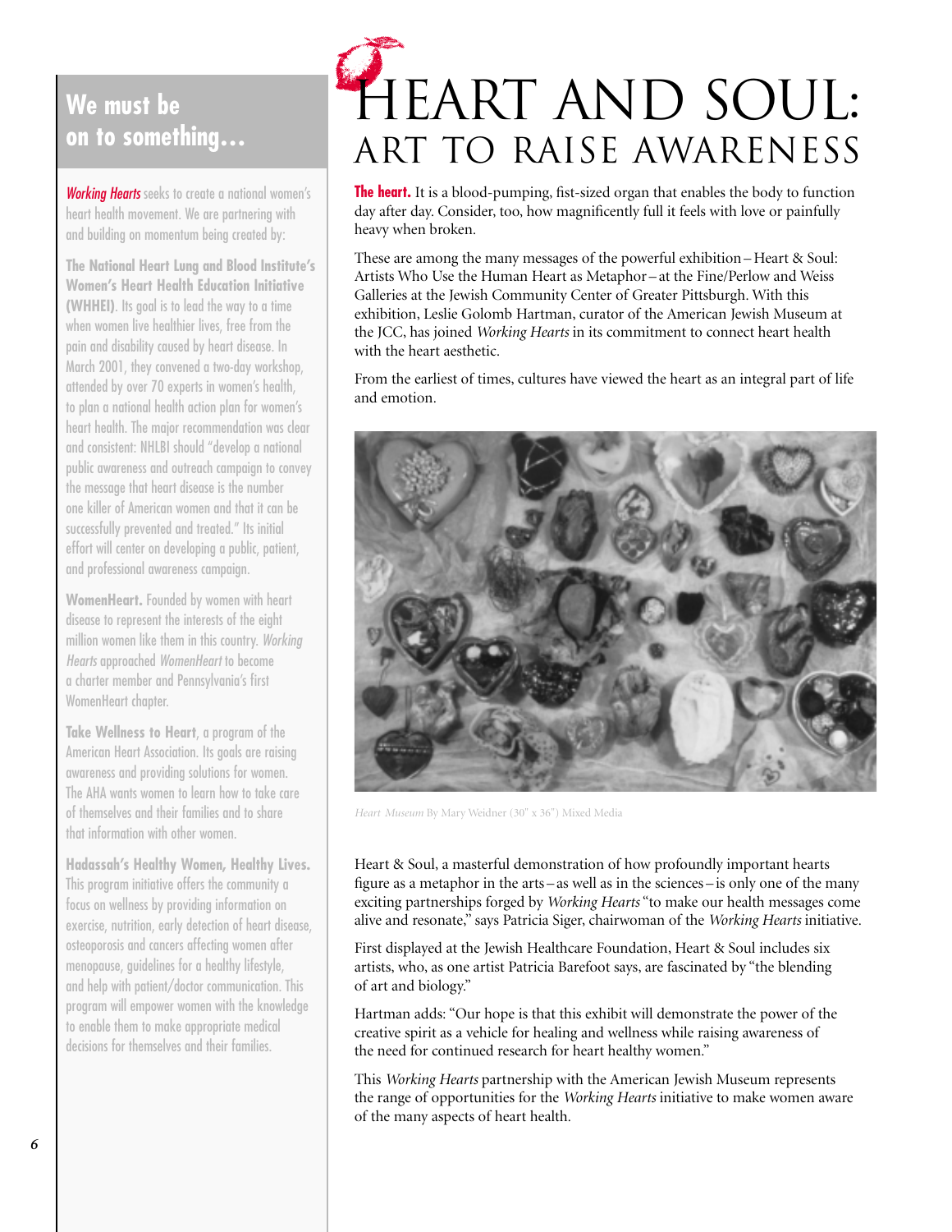# HEART AND SOUL: ART TO RAISE AWARENESS

**The heart.** It is a blood-pumping, fist-sized organ that enables the body to function day after day. Consider, too, how magnificently full it feels with love or painfully heavy when broken.

These are among the many messages of the powerful exhibition – Heart & Soul: Artists Who Use the Human Heart as Metaphor – at the Fine/Perlow and Weiss Galleries at the Jewish Community Center of Greater Pittsburgh. With this exhibition, Leslie Golomb Hartman, curator of the American Jewish Museum at the JCC, has joined *Working Hearts* in its commitment to connect heart health with the heart aesthetic.

From the earliest of times, cultures have viewed the heart as an integral part of life and emotion.

*Heart Museum* By Mary Weidner (30" x 36") Mixed Media

Heart & Soul, a masterful demonstration of how profoundly important hearts figure as a metaphor in the arts – as well as in the sciences – is only one of the many exciting partnerships forged by *Working Hearts* "to make our health messages come alive and resonate," says Patricia Siger, chairwoman of the *Working Hearts* initiative.

First displayed at the Jewish Healthcare Foundation, Heart & Soul includes six artists, who, as one artist Patricia Barefoot says, are fascinated by "the blending of art and biology."

Hartman adds: "Our hope is that this exhibit will demonstrate the power of the creative spirit as a vehicle for healing and wellness while raising awareness of the need for continued research for heart healthy women."

This *Working Hearts* partnership with the American Jewish Museum represents the range of opportunities for the *Working Hearts* initiative to make women aware of the many aspects of heart health.

## We must be on to something…

*Working Hearts* seeks to create a national women's heart health movement. We are partnering with and building on momentum being created by:

**The National Heart Lung and Blood Institute's Women's Heart Health Education Initiative (WHHEI).** Its goal is to lead the way to a time when women live healthier lives, free from the pain and disability caused by heart disease. In March 2001, they convened a two-day workshop, attended by over 70 experts in women's health, to plan a national health action plan for women's heart health. The major recommendation was clear and consistent: NHLBI should "develop a national public awareness and outreach campaign to convey the message that heart disease is the number one killer of American women and that it can be successfully prevented and treated." Its initial effort will center on developing a public, patient, and professional awareness campaign.

**WomenHeart.** Founded by women with heart disease to represent the interests of the eight million women like them in this country. *Working Hearts* approached *WomenHeart* to become a charter member and Pennsylvania's first WomenHeart chapter.

**Take Wellness to Heart**, a program of the American Heart Association. Its goals are raising awareness and providing solutions for women. The AHA wants women to learn how to take care of themselves and their families and to share that information with other women.

**Hadassah's Healthy Women, Healthy Lives.** This program initiative offers the community a focus on wellness by providing information on exercise, nutrition, early detection of heart disease, osteoporosis and cancers affecting women after menopause, guidelines for a healthy lifestyle, and help with patient/doctor communication. This program will empower women with the knowledge to enable them to make appropriate medical decisions for themselves and their families.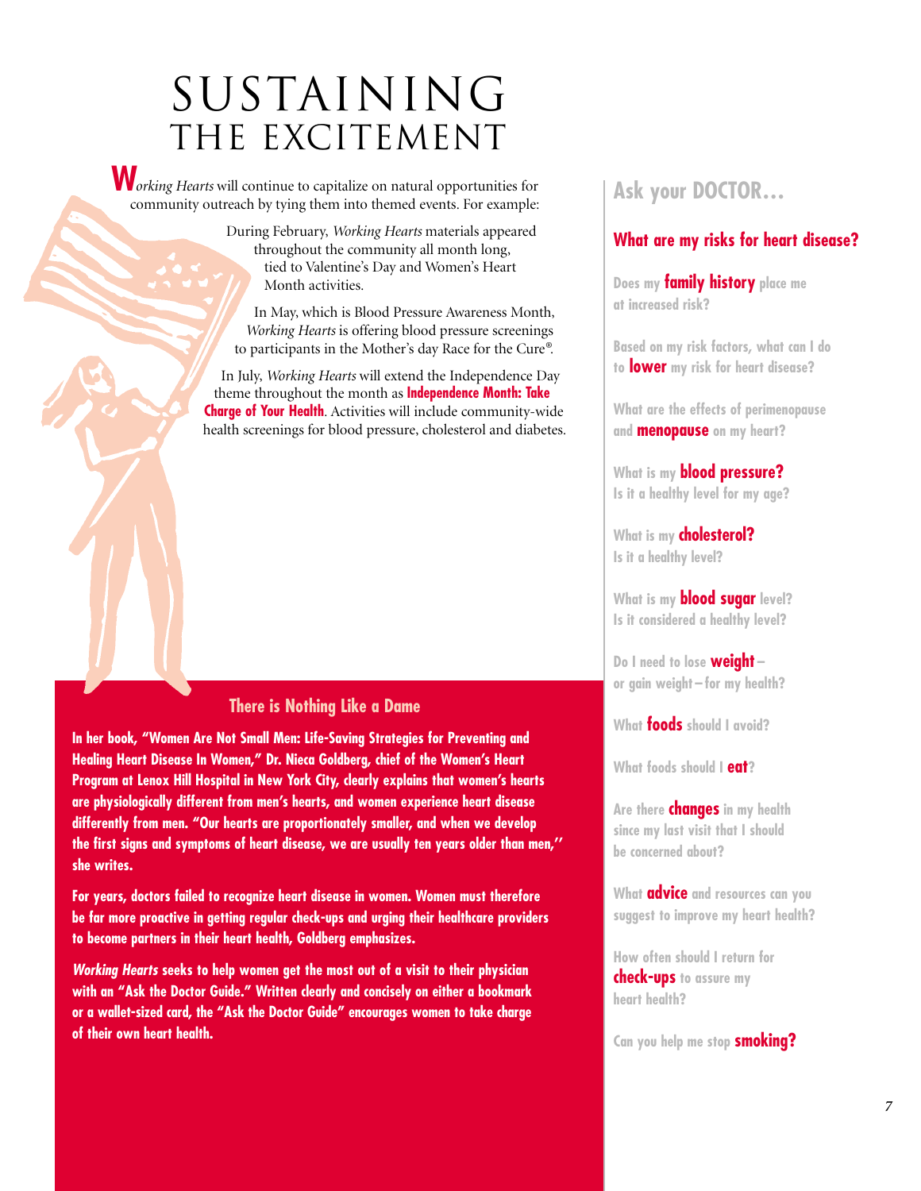# SUSTAINING THE EXCITEMENT

*Working Hearts* will continue to capitalize on natural opportunities for community outreach by tying them into themed events. For example:

During February, *Working Hearts* materials appeared throughout the community all month long, tied to Valentine's Day and Women's Heart Month activities.

In May, which is Blood Pressure Awareness Month, *Working Hearts* is offering blood pressure screenings to participants in the Mother's day Race for the Cure®.

In July, *Working Hearts* will extend the Independence Day theme throughout the month as **Independence Month: Take Charge of Your Health**. Activities will include community-wide health screenings for blood pressure, cholesterol and diabetes.

## There is Nothing Like a Dame

**In her book, "Women Are Not Small Men: Life-Saving Strategies for Preventing and Healing Heart Disease In Women," Dr. Nieca Goldberg, chief of the Women's Heart Program at Lenox Hill Hospital in New York City, clearly explains that women's hearts are physiologically different from men's hearts, and women experience heart disease differently from men. "Our hearts are proportionately smaller, and when we develop the first signs and symptoms of heart disease, we are usually ten years older than men," she writes.**

**For years, doctors failed to recognize heart disease in women. Women must therefore be far more proactive in getting regular check-ups and urging their healthcare providers to become partners in their heart health, Goldberg emphasizes.**

***Working Hearts* seeks to help women get the most out of a visit to their physician with an "Ask the Doctor Guide." Written clearly and concisely on either a bookmark or a wallet-sized card, the "Ask the Doctor Guide" encourages women to take charge of their own heart health.**

## Ask your DOCTOR...

### What are my risks for heart disease?

Does my **family history** place me at increased risk?

Based on my risk factors, what can I do to **lower** my risk for heart disease?

What are the effects of perimenopause and **menopause** on my heart?

What is my **blood pressure?** Is it a healthy level for my age?

What is my **cholesterol?** Is it a healthy level?

What is my **blood sugar** level? Is it considered a healthy level?

Do I need to lose **weight** – or gain weight – for my health?

What **foods** should I avoid?

What foods should I **eat**?

Are there **changes** in my health since my last visit that I should be concerned about?

What **advice** and resources can you suggest to improve my heart health?

How often should I return for **check-ups** to assure my heart health?

Can you help me stop **smoking?**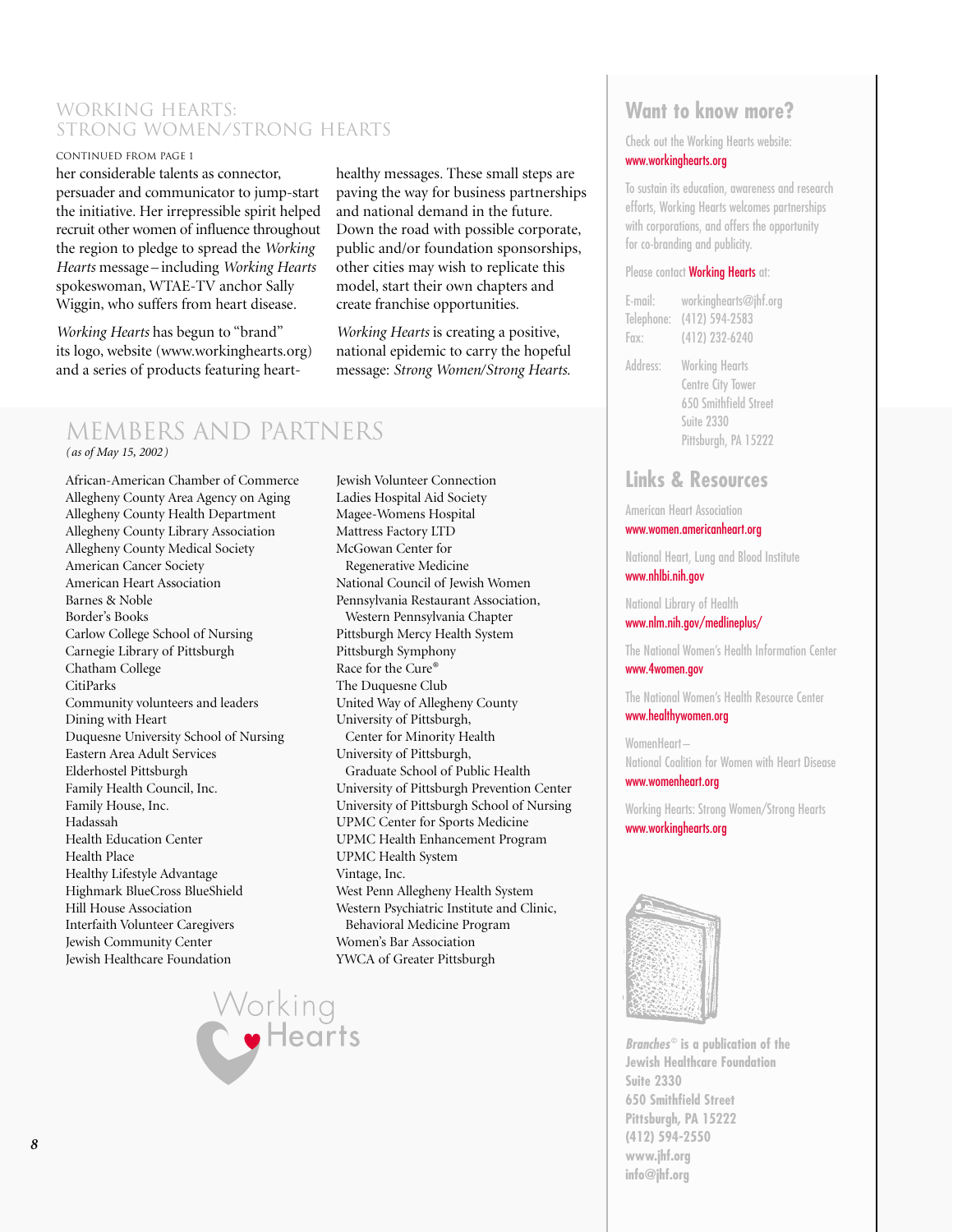## WORKING HEARTS: STRONG WOMEN/STRONG HEARTS

CONTINUED FROM PAGE 1

her considerable talents as connector, persuader and communicator to jump-start the initiative. Her irrepressible spirit helped recruit other women of influence throughout the region to pledge to spread the *Working Hearts* message – including *Working Hearts* spokeswoman, WTAE-TV anchor Sally Wiggin, who suffers from heart disease.

*Working Hearts* has begun to "brand" its logo, website (www.workinghearts.org) and a series of products featuring heart-healthy messages. These small steps are paving the way for business partnerships and national demand in the future. Down the road with possible corporate, public and/or foundation sponsorships, other cities may wish to replicate this model, start their own chapters and create franchise opportunities.

*Working Hearts* is creating a positive, national epidemic to carry the hopeful message: *Strong Women/Strong Hearts.*

## MEMBERS AND PARTNERS

*(as of May 15, 2002)*

African-American Chamber of Commerce
Allegheny County Area Agency on Aging
Allegheny County Health Department
Allegheny County Library Association
Allegheny County Medical Society
American Cancer Society
American Heart Association
Barnes & Noble
Border's Books
Carlow College School of Nursing
Carnegie Library of Pittsburgh
Chatham College
CitiParks
Community volunteers and leaders
Dining with Heart
Duquesne University School of Nursing
Eastern Area Adult Services
Elderhostel Pittsburgh
Family Health Council, Inc.
Family House, Inc.
Hadassah
Health Education Center
Health Place
Healthy Lifestyle Advantage
Highmark BlueCross BlueShield
Hill House Association
Interfaith Volunteer Caregivers
Jewish Community Center
Jewish Healthcare Foundation
Jewish Volunteer Connection
Ladies Hospital Aid Society
Magee-Womens Hospital
Mattress Factory LTD
McGowan Center for Regenerative Medicine
National Council of Jewish Women
Pennsylvania Restaurant Association, Western Pennsylvania Chapter
Pittsburgh Mercy Health System
Pittsburgh Symphony
Race for the Cure®
The Duquesne Club
United Way of Allegheny County
University of Pittsburgh, Center for Minority Health
University of Pittsburgh, Graduate School of Public Health
University of Pittsburgh Prevention Center
University of Pittsburgh School of Nursing
UPMC Center for Sports Medicine
UPMC Health Enhancement Program
UPMC Health System
Vintage, Inc.
West Penn Allegheny Health System
Western Psychiatric Institute and Clinic, Behavioral Medicine Program
Women's Bar Association
YWCA of Greater Pittsburgh

Working Hearts

## Want to know more?

Check out the Working Hearts website:
www.workinghearts.org

To sustain its education, awareness and research efforts, Working Hearts welcomes partnerships with corporations, and offers the opportunity for co-branding and publicity.

Please contact **Working Hearts** at:

E-mail: workinghearts@jhf.org
Telephone: (412) 594-2583
Fax: (412) 232-6240

Address: Working Hearts
Centre City Tower
650 Smithfield Street
Suite 2330
Pittsburgh, PA 15222

## Links & Resources

American Heart Association
www.women.americanheart.org

National Heart, Lung and Blood Institute
www.nhlbi.nih.gov

National Library of Health
www.nlm.nih.gov/medlineplus/

The National Women's Health Information Center
www.4women.gov

The National Women's Health Resource Center
www.healthywomen.org

WomenHeart – National Coalition for Women with Heart Disease
www.womenheart.org

Working Hearts: Strong Women/Strong Hearts
www.workinghearts.org

***Branches*© is a publication of the Jewish Healthcare Foundation**
**Suite 2330**
**650 Smithfield Street**
**Pittsburgh, PA 15222**
**(412) 594-2550**
**www.jhf.org**
**info@jhf.org**